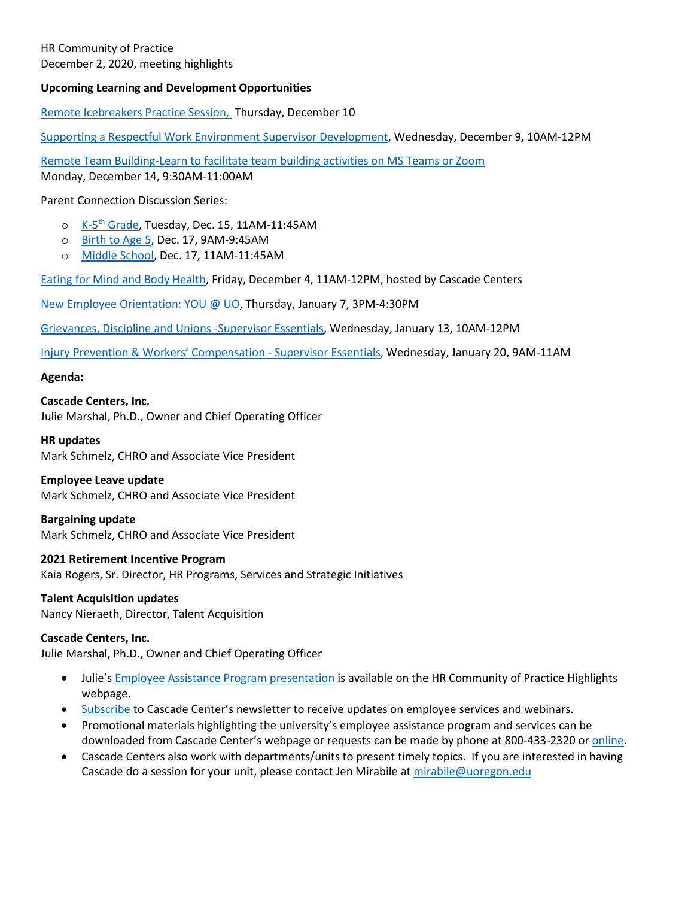HR Community of Practice
December 2, 2020, meeting highlights

**Upcoming Learning and Development Opportunities**

Remote Icebreakers Practice Session, Thursday, December 10

Supporting a Respectful Work Environment Supervisor Development, Wednesday, December 9, 10AM-12PM

Remote Team Building-Learn to facilitate team building activities on MS Teams or Zoom
Monday, December 14, 9:30AM-11:00AM

Parent Connection Discussion Series:

- K-5th Grade, Tuesday, Dec. 15, 11AM-11:45AM
- Birth to Age 5, Dec. 17, 9AM-9:45AM
- Middle School, Dec. 17, 11AM-11:45AM

Eating for Mind and Body Health, Friday, December 4, 11AM-12PM, hosted by Cascade Centers

New Employee Orientation: YOU @ UO, Thursday, January 7, 3PM-4:30PM

Grievances, Discipline and Unions -Supervisor Essentials, Wednesday, January 13, 10AM-12PM

Injury Prevention & Workers' Compensation - Supervisor Essentials, Wednesday, January 20, 9AM-11AM

**Agenda:**

**Cascade Centers, Inc.**
Julie Marshal, Ph.D., Owner and Chief Operating Officer

**HR updates**
Mark Schmelz, CHRO and Associate Vice President

**Employee Leave update**
Mark Schmelz, CHRO and Associate Vice President

**Bargaining update**
Mark Schmelz, CHRO and Associate Vice President

**2021 Retirement Incentive Program**
Kaia Rogers, Sr. Director, HR Programs, Services and Strategic Initiatives

**Talent Acquisition updates**
Nancy Nieraeth, Director, Talent Acquisition

**Cascade Centers, Inc.**
Julie Marshal, Ph.D., Owner and Chief Operating Officer

- Julie's Employee Assistance Program presentation is available on the HR Community of Practice Highlights webpage.
- Subscribe to Cascade Center's newsletter to receive updates on employee services and webinars.
- Promotional materials highlighting the university's employee assistance program and services can be downloaded from Cascade Center's webpage or requests can be made by phone at 800-433-2320 or online.
- Cascade Centers also work with departments/units to present timely topics. If you are interested in having Cascade do a session for your unit, please contact Jen Mirabile at mirabile@uoregon.edu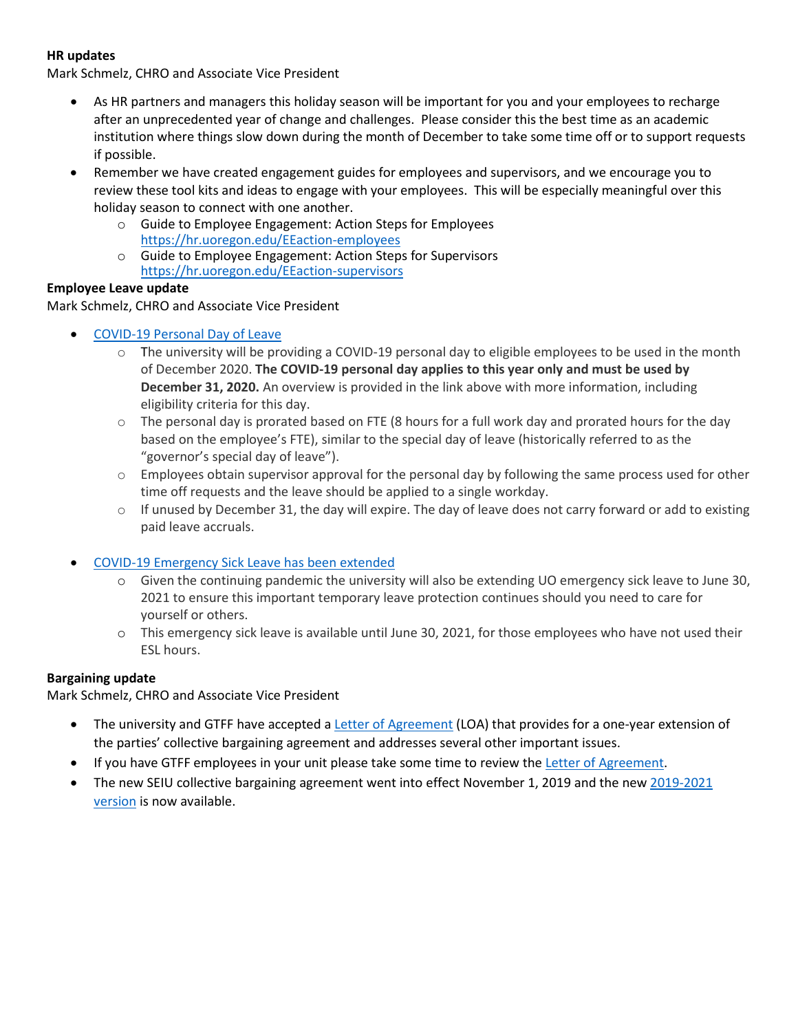**HR updates**
Mark Schmelz, CHRO and Associate Vice President

- As HR partners and managers this holiday season will be important for you and your employees to recharge after an unprecedented year of change and challenges. Please consider this the best time as an academic institution where things slow down during the month of December to take some time off or to support requests if possible.
- Remember we have created engagement guides for employees and supervisors, and we encourage you to review these tool kits and ideas to engage with your employees. This will be especially meaningful over this holiday season to connect with one another.
  - Guide to Employee Engagement: Action Steps for Employees https://hr.uoregon.edu/EEaction-employees
  - Guide to Employee Engagement: Action Steps for Supervisors https://hr.uoregon.edu/EEaction-supervisors

**Employee Leave update**
Mark Schmelz, CHRO and Associate Vice President

- COVID-19 Personal Day of Leave
  - The university will be providing a COVID-19 personal day to eligible employees to be used in the month of December 2020. **The COVID-19 personal day applies to this year only and must be used by December 31, 2020.** An overview is provided in the link above with more information, including eligibility criteria for this day.
  - The personal day is prorated based on FTE (8 hours for a full work day and prorated hours for the day based on the employee's FTE), similar to the special day of leave (historically referred to as the "governor's special day of leave").
  - Employees obtain supervisor approval for the personal day by following the same process used for other time off requests and the leave should be applied to a single workday.
  - If unused by December 31, the day will expire. The day of leave does not carry forward or add to existing paid leave accruals.

- COVID-19 Emergency Sick Leave has been extended
  - Given the continuing pandemic the university will also be extending UO emergency sick leave to June 30, 2021 to ensure this important temporary leave protection continues should you need to care for yourself or others.
  - This emergency sick leave is available until June 30, 2021, for those employees who have not used their ESL hours.

**Bargaining update**
Mark Schmelz, CHRO and Associate Vice President

- The university and GTFF have accepted a Letter of Agreement (LOA) that provides for a one-year extension of the parties' collective bargaining agreement and addresses several other important issues.
- If you have GTFF employees in your unit please take some time to review the Letter of Agreement.
- The new SEIU collective bargaining agreement went into effect November 1, 2019 and the new 2019-2021 version is now available.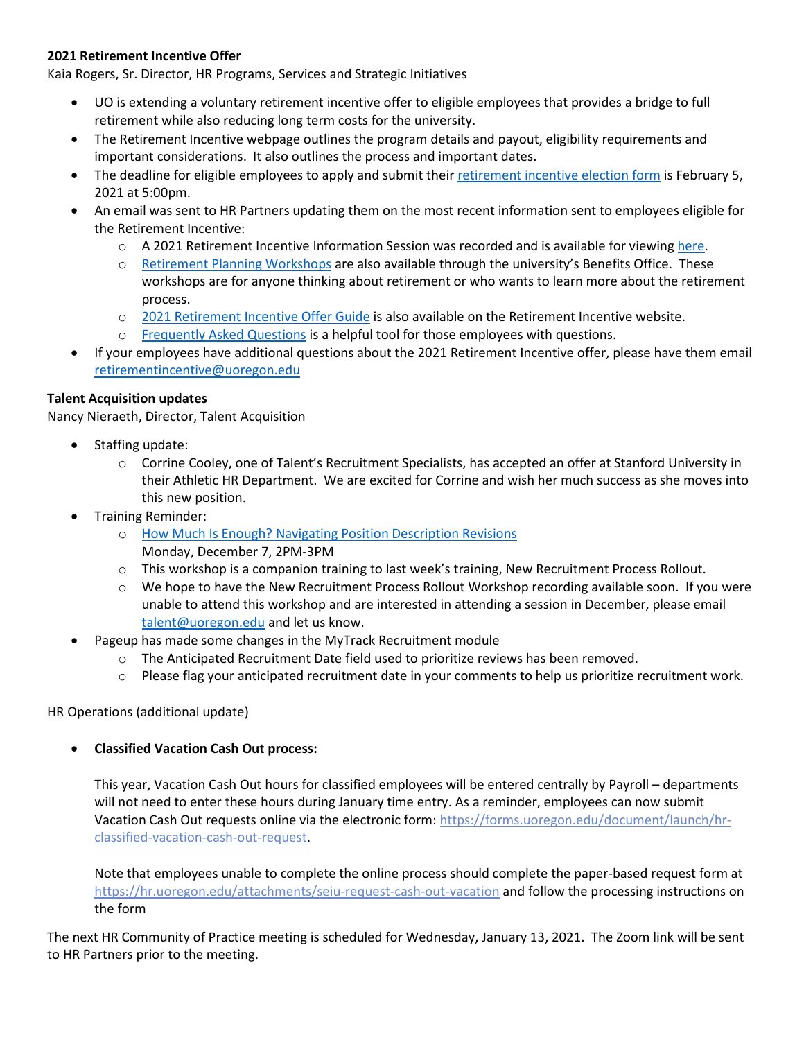**2021 Retirement Incentive Offer**

Kaia Rogers, Sr. Director, HR Programs, Services and Strategic Initiatives

- UO is extending a voluntary retirement incentive offer to eligible employees that provides a bridge to full retirement while also reducing long term costs for the university.
- The Retirement Incentive webpage outlines the program details and payout, eligibility requirements and important considerations. It also outlines the process and important dates.
- The deadline for eligible employees to apply and submit their retirement incentive election form is February 5, 2021 at 5:00pm.
- An email was sent to HR Partners updating them on the most recent information sent to employees eligible for the Retirement Incentive:
    - A 2021 Retirement Incentive Information Session was recorded and is available for viewing here.
    - Retirement Planning Workshops are also available through the university's Benefits Office. These workshops are for anyone thinking about retirement or who wants to learn more about the retirement process.
    - 2021 Retirement Incentive Offer Guide is also available on the Retirement Incentive website.
    - Frequently Asked Questions is a helpful tool for those employees with questions.
- If your employees have additional questions about the 2021 Retirement Incentive offer, please have them email retirementincentive@uoregon.edu

**Talent Acquisition updates**

Nancy Nieraeth, Director, Talent Acquisition

- Staffing update:
    - Corrine Cooley, one of Talent's Recruitment Specialists, has accepted an offer at Stanford University in their Athletic HR Department. We are excited for Corrine and wish her much success as she moves into this new position.
- Training Reminder:
    - How Much Is Enough? Navigating Position Description Revisions
      Monday, December 7, 2PM-3PM
    - This workshop is a companion training to last week's training, New Recruitment Process Rollout.
    - We hope to have the New Recruitment Process Rollout Workshop recording available soon. If you were unable to attend this workshop and are interested in attending a session in December, please email talent@uoregon.edu and let us know.
- Pageup has made some changes in the MyTrack Recruitment module
    - The Anticipated Recruitment Date field used to prioritize reviews has been removed.
    - Please flag your anticipated recruitment date in your comments to help us prioritize recruitment work.

HR Operations (additional update)

- **Classified Vacation Cash Out process:**

  This year, Vacation Cash Out hours for classified employees will be entered centrally by Payroll – departments will not need to enter these hours during January time entry. As a reminder, employees can now submit Vacation Cash Out requests online via the electronic form: https://forms.uoregon.edu/document/launch/hr-classified-vacation-cash-out-request.

  Note that employees unable to complete the online process should complete the paper-based request form at https://hr.uoregon.edu/attachments/seiu-request-cash-out-vacation and follow the processing instructions on the form

The next HR Community of Practice meeting is scheduled for Wednesday, January 13, 2021. The Zoom link will be sent to HR Partners prior to the meeting.